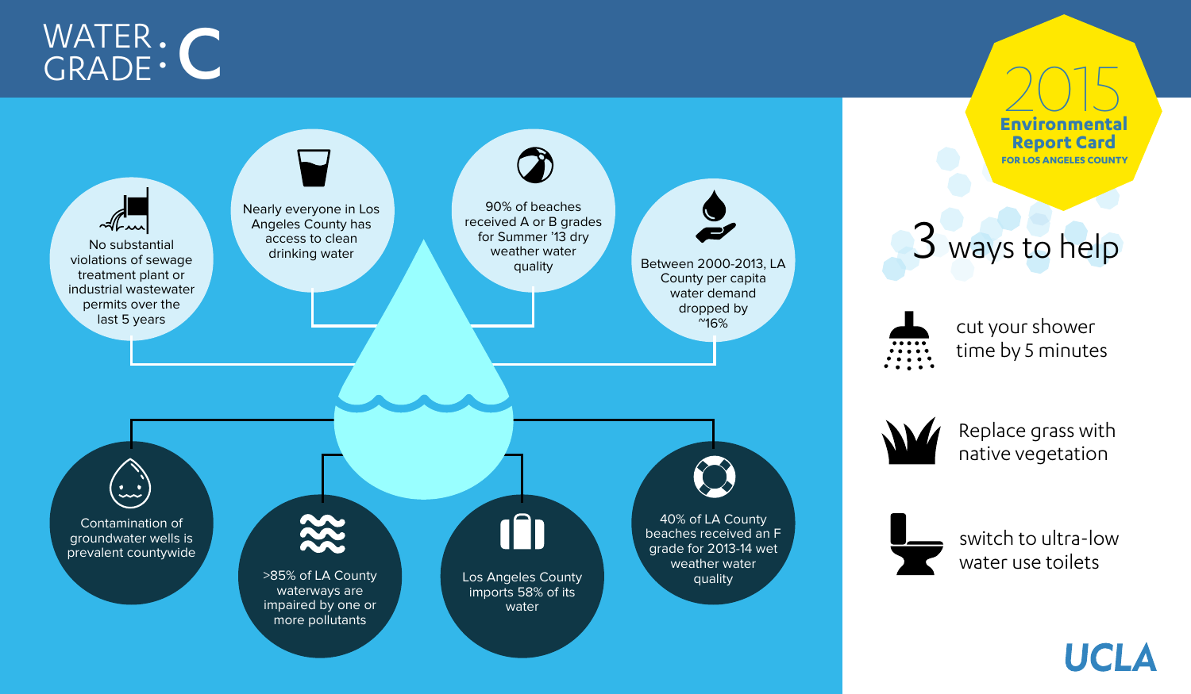# WATER GRADE: C

**2015 Environmental Report Card FOR LOS ANGELES COUNTY**

No substantial violations of sewage treatment plant or industrial wastewater permits over the last 5 years

Nearly everyone in Los Angeles County has access to clean drinking water

90% of beaches received A or B grades for Summer '13 dry weather water quality

Between 2000-2013, LA County per capita water demand dropped by ~16%

Contamination of groundwater wells is prevalent countywide

>85% of LA County waterways are impaired by one or more pollutants

Los Angeles County imports 58% of its water

40% of LA County beaches received an F grade for 2013-14 wet weather water quality

## 3 ways to help

- cut your shower time by 5 minutes
- Replace grass with native vegetation
- switch to ultra-low water use toilets

UCLA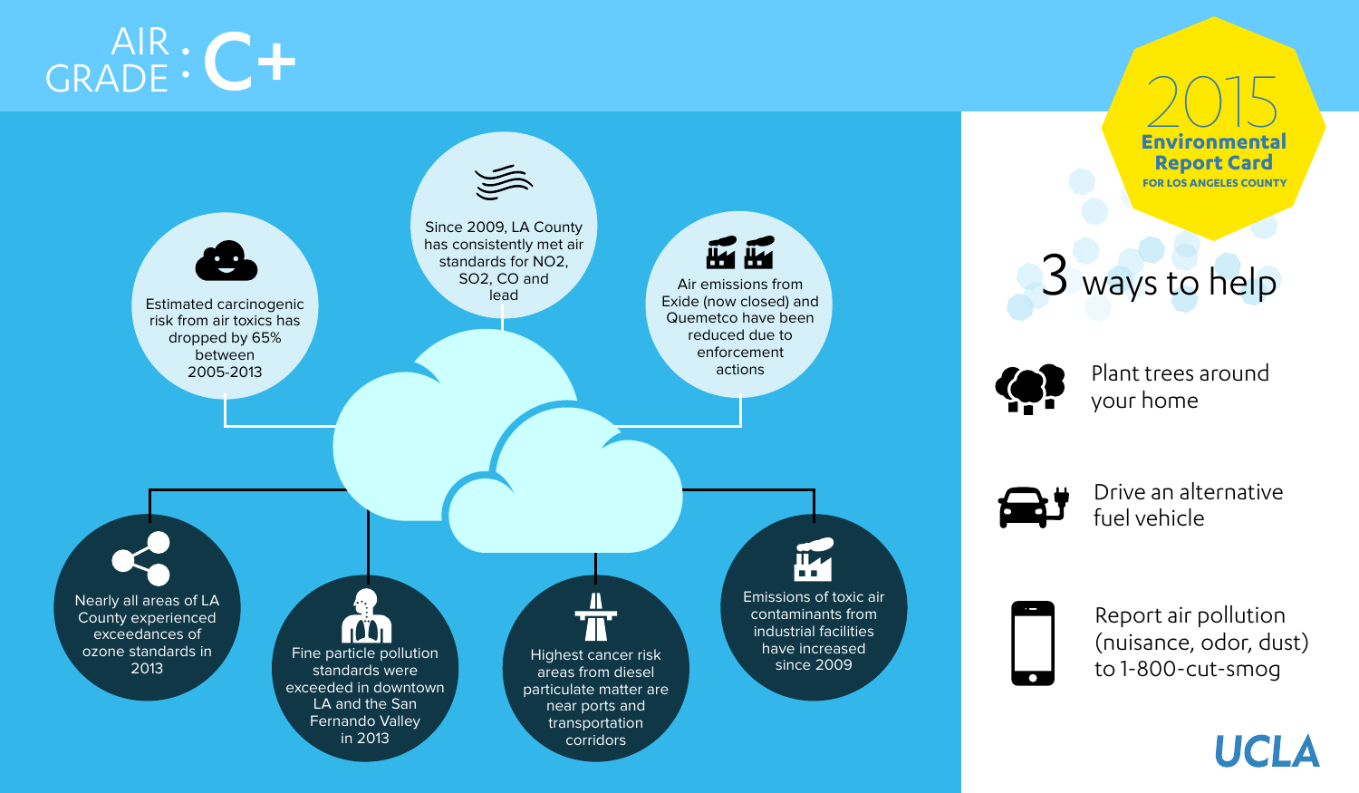# AIR GRADE: C+

## 2015 Environmental Report Card FOR LOS ANGELES COUNTY

Estimated carcinogenic risk from air toxics has dropped by 65% between 2005-2013

Since 2009, LA County has consistently met air standards for $NO_2$, $SO_2$, CO and lead

Air emissions from Exide (now closed) and Quemetco have been reduced due to enforcement actions

Nearly all areas of LA County experienced exceedances of ozone standards in 2013

Fine particle pollution standards were exceeded in downtown LA and the San Fernando Valley in 2013

Highest cancer risk areas from diesel particulate matter are near ports and transportation corridors

Emissions of toxic air contaminants from industrial facilities have increased since 2009

## 3 ways to help

- Plant trees around your home
- Drive an alternative fuel vehicle
- Report air pollution (nuisance, odor, dust) to 1-800-cut-smog

UCLA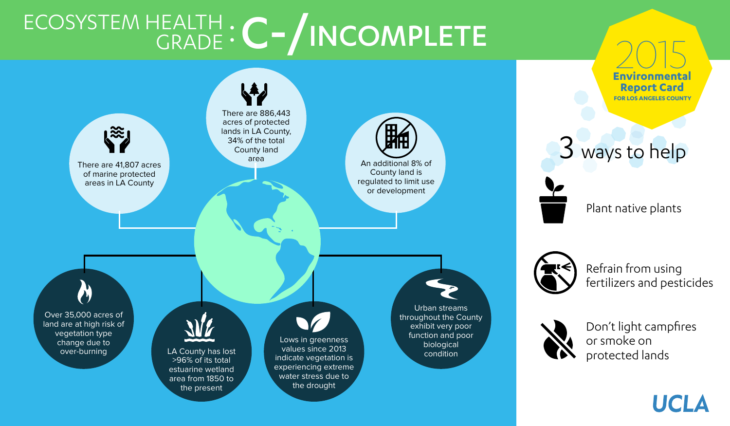# ECOSYSTEM HEALTH GRADE: C-/INCOMPLETE

**2015 Environmental Report Card FOR LOS ANGELES COUNTY**

There are 41,807 acres of marine protected areas in LA County

There are 886,443 acres of protected lands in LA County, 34% of the total County land area

An additional 8% of County land is regulated to limit use or development

Over 35,000 acres of land are at high risk of vegetation type change due to over-burning

LA County has lost >96% of its total estuarine wetland area from 1850 to the present

Lows in greenness values since 2013 indicate vegetation is experiencing extreme water stress due to the drought

Urban streams throughout the County exhibit very poor function and poor biological condition

## 3 ways to help

- Plant native plants
- Refrain from using fertilizers and pesticides
- Don't light campfires or smoke on protected lands

UCLA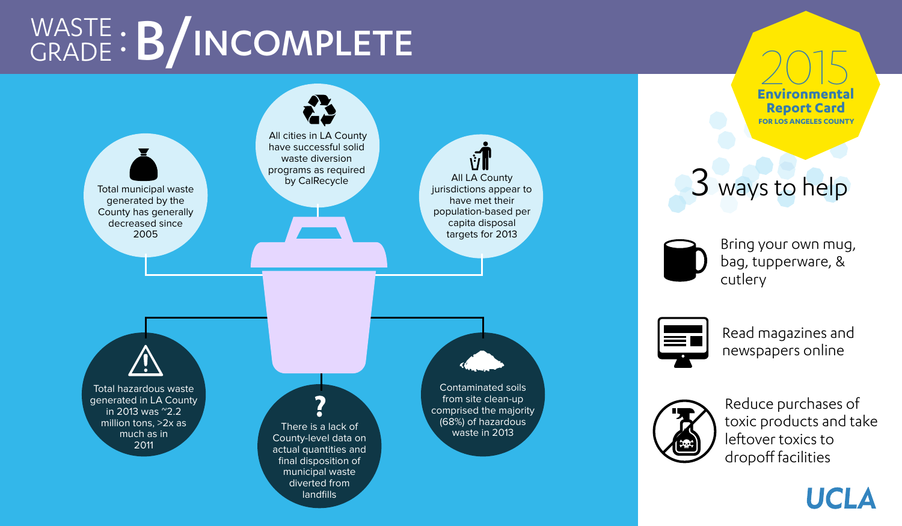# WASTE GRADE : B/INCOMPLETE

**2015 Environmental Report Card**
**FOR LOS ANGELES COUNTY**

- Total municipal waste generated by the County has generally decreased since 2005
- All cities in LA County have successful solid waste diversion programs as required by CalRecycle
- All LA County jurisdictions appear to have met their population-based per capita disposal targets for 2013
- Total hazardous waste generated in LA County in 2013 was ~2.2 million tons, >2x as much as in 2011
- There is a lack of County-level data on actual quantities and final disposition of municipal waste diverted from landfills
- Contaminated soils from site clean-up comprised the majority (68%) of hazardous waste in 2013

## 3 ways to help

- Bring your own mug, bag, tupperware, & cutlery
- Read magazines and newspapers online
- Reduce purchases of toxic products and take leftover toxics to dropoff facilities

UCLA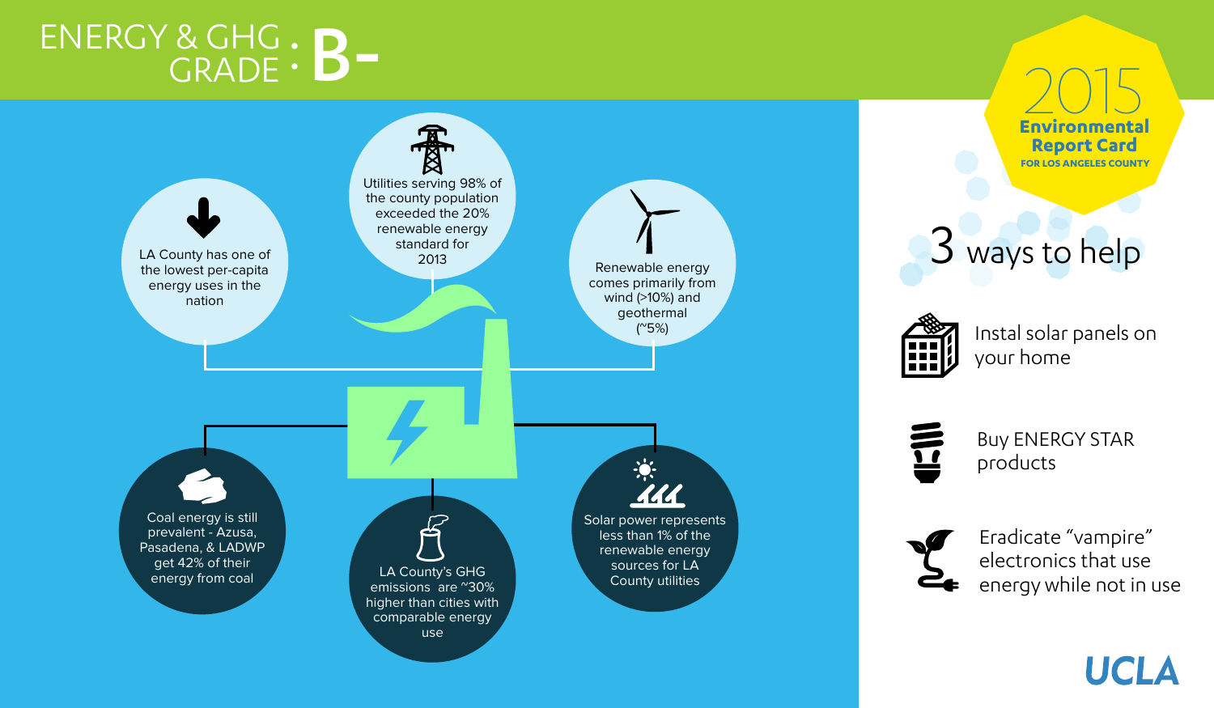# ENERGY & GHG GRADE: B-

2015 **Environmental Report Card** FOR LOS ANGELES COUNTY

LA County has one of the lowest per-capita energy uses in the nation

Utilities serving 98% of the county population exceeded the 20% renewable energy standard for 2013

Renewable energy comes primarily from wind (>10%) and geothermal (~5%)

Coal energy is still prevalent - Azusa, Pasadena, & LADWP get 42% of their energy from coal

LA County's GHG emissions are ~30% higher than cities with comparable energy use

Solar power represents less than 1% of the renewable energy sources for LA County utilities

## 3 ways to help

- Instal solar panels on your home
- Buy ENERGY STAR products
- Eradicate "vampire" electronics that use energy while not in use

UCLA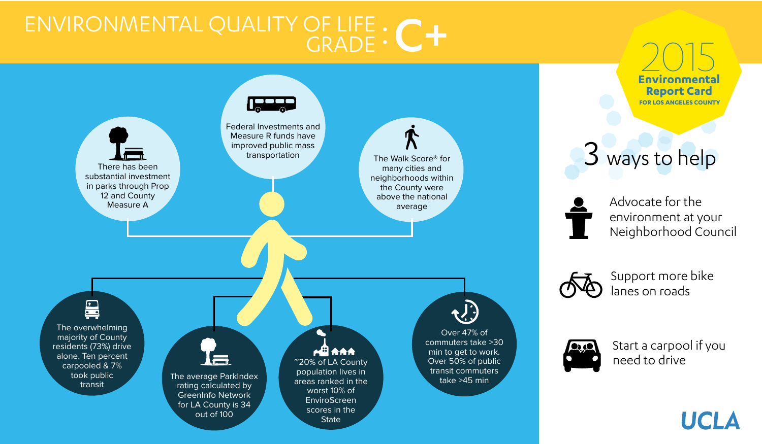# ENVIRONMENTAL QUALITY OF LIFE GRADE : C+

2015 **Environmental Report Card** FOR LOS ANGELES COUNTY

There has been substantial investment in parks through Prop 12 and County Measure A

Federal Investments and Measure R funds have improved public mass transportation

The Walk Score® for many cities and neighborhoods within the County were above the national average

The overwhelming majority of County residents (73%) drive alone. Ten percent carpooled & 7% took public transit

The average ParkIndex rating calculated by GreenInfo Network for LA County is 34 out of 100

~20% of LA County population lives in areas ranked in the worst 10% of EnviroScreen scores in the State

Over 47% of commuters take >30 min to get to work. Over 50% of public transit commuters take >45 min

## 3 ways to help

- Advocate for the environment at your Neighborhood Council
- Support more bike lanes on roads
- Start a carpool if you need to drive

UCLA